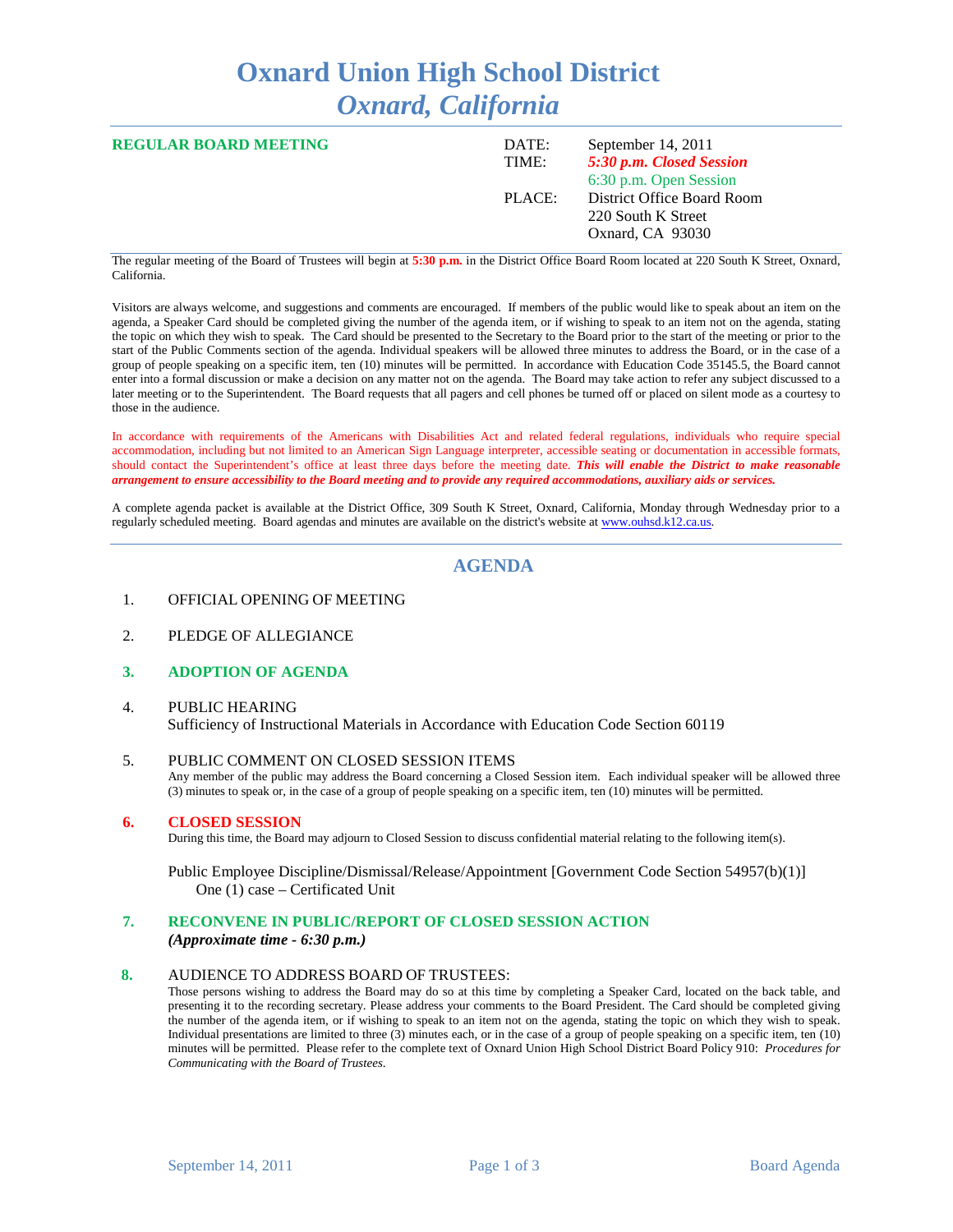# Oxnard Union High School District
## *Oxnard, California*

**REGULAR BOARD MEETING**

| | |
|---|---|
| DATE: | September 14, 2011 |
| TIME: | ***5:30 p.m. Closed Session*** |
| | 6:30 p.m. Open Session |
| PLACE: | District Office Board Room |
| | 220 South K Street |
| | Oxnard, CA 93030 |

The regular meeting of the Board of Trustees will begin at **5:30 p.m.** in the District Office Board Room located at 220 South K Street, Oxnard, California.

Visitors are always welcome, and suggestions and comments are encouraged. If members of the public would like to speak about an item on the agenda, a Speaker Card should be completed giving the number of the agenda item, or if wishing to speak to an item not on the agenda, stating the topic on which they wish to speak. The Card should be presented to the Secretary to the Board prior to the start of the meeting or prior to the start of the Public Comments section of the agenda. Individual speakers will be allowed three minutes to address the Board, or in the case of a group of people speaking on a specific item, ten (10) minutes will be permitted. In accordance with Education Code 35145.5, the Board cannot enter into a formal discussion or make a decision on any matter not on the agenda. The Board may take action to refer any subject discussed to a later meeting or to the Superintendent. The Board requests that all pagers and cell phones be turned off or placed on silent mode as a courtesy to those in the audience.

In accordance with requirements of the Americans with Disabilities Act and related federal regulations, individuals who require special accommodation, including but not limited to an American Sign Language interpreter, accessible seating or documentation in accessible formats, should contact the Superintendent's office at least three days before the meeting date. ***This will enable the District to make reasonable arrangement to ensure accessibility to the Board meeting and to provide any required accommodations, auxiliary aids or services.***

A complete agenda packet is available at the District Office, 309 South K Street, Oxnard, California, Monday through Wednesday prior to a regularly scheduled meeting. Board agendas and minutes are available on the district's website at www.ouhsd.k12.ca.us.

## AGENDA

1. OFFICIAL OPENING OF MEETING

2. PLEDGE OF ALLEGIANCE

3. **ADOPTION OF AGENDA**

4. PUBLIC HEARING
   Sufficiency of Instructional Materials in Accordance with Education Code Section 60119

5. PUBLIC COMMENT ON CLOSED SESSION ITEMS
   Any member of the public may address the Board concerning a Closed Session item. Each individual speaker will be allowed three (3) minutes to speak or, in the case of a group of people speaking on a specific item, ten (10) minutes will be permitted.

6. **CLOSED SESSION**
   During this time, the Board may adjourn to Closed Session to discuss confidential material relating to the following item(s).

   Public Employee Discipline/Dismissal/Release/Appointment [Government Code Section 54957(b)(1)]
   One (1) case – Certificated Unit

7. **RECONVENE IN PUBLIC/REPORT OF CLOSED SESSION ACTION**
   ***(Approximate time - 6:30 p.m.)***

8. AUDIENCE TO ADDRESS BOARD OF TRUSTEES:
   Those persons wishing to address the Board may do so at this time by completing a Speaker Card, located on the back table, and presenting it to the recording secretary. Please address your comments to the Board President. The Card should be completed giving the number of the agenda item, or if wishing to speak to an item not on the agenda, stating the topic on which they wish to speak. Individual presentations are limited to three (3) minutes each, or in the case of a group of people speaking on a specific item, ten (10) minutes will be permitted. Please refer to the complete text of Oxnard Union High School District Board Policy 910: *Procedures for Communicating with the Board of Trustees.*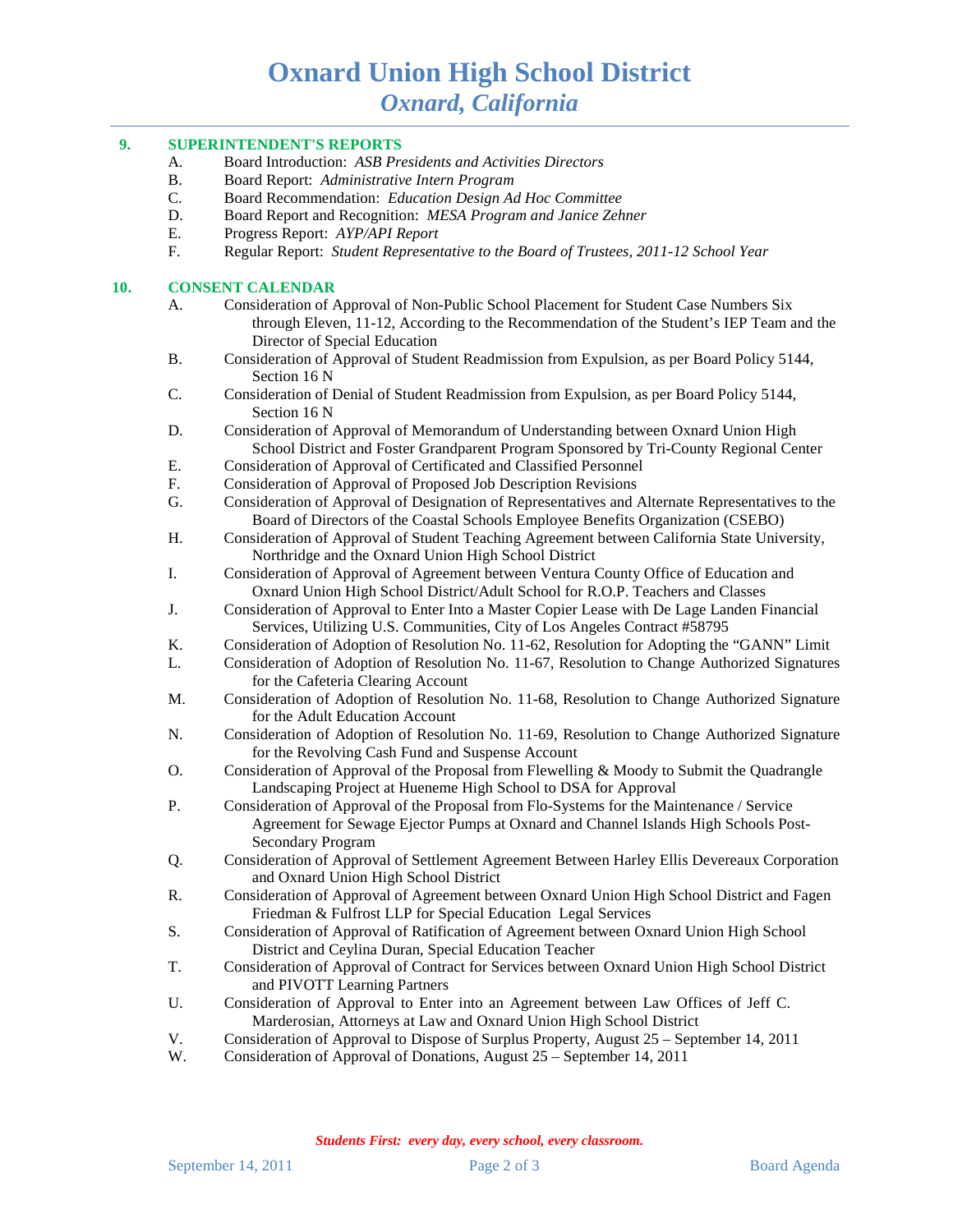# Oxnard Union High School District
## *Oxnard, California*

## 9. SUPERINTENDENT'S REPORTS

A. Board Introduction: *ASB Presidents and Activities Directors*
B. Board Report: *Administrative Intern Program*
C. Board Recommendation: *Education Design Ad Hoc Committee*
D. Board Report and Recognition: *MESA Program and Janice Zehner*
E. Progress Report: *AYP/API Report*
F. Regular Report: *Student Representative to the Board of Trustees, 2011-12 School Year*

## 10. CONSENT CALENDAR

A. Consideration of Approval of Non-Public School Placement for Student Case Numbers Six through Eleven, 11-12, According to the Recommendation of the Student's IEP Team and the Director of Special Education
B. Consideration of Approval of Student Readmission from Expulsion, as per Board Policy 5144, Section 16 N
C. Consideration of Denial of Student Readmission from Expulsion, as per Board Policy 5144, Section 16 N
D. Consideration of Approval of Memorandum of Understanding between Oxnard Union High School District and Foster Grandparent Program Sponsored by Tri-County Regional Center
E. Consideration of Approval of Certificated and Classified Personnel
F. Consideration of Approval of Proposed Job Description Revisions
G. Consideration of Approval of Designation of Representatives and Alternate Representatives to the Board of Directors of the Coastal Schools Employee Benefits Organization (CSEBO)
H. Consideration of Approval of Student Teaching Agreement between California State University, Northridge and the Oxnard Union High School District
I. Consideration of Approval of Agreement between Ventura County Office of Education and Oxnard Union High School District/Adult School for R.O.P. Teachers and Classes
J. Consideration of Approval to Enter Into a Master Copier Lease with De Lage Landen Financial Services, Utilizing U.S. Communities, City of Los Angeles Contract #58795
K. Consideration of Adoption of Resolution No. 11-62, Resolution for Adopting the "GANN" Limit
L. Consideration of Adoption of Resolution No. 11-67, Resolution to Change Authorized Signatures for the Cafeteria Clearing Account
M. Consideration of Adoption of Resolution No. 11-68, Resolution to Change Authorized Signature for the Adult Education Account
N. Consideration of Adoption of Resolution No. 11-69, Resolution to Change Authorized Signature for the Revolving Cash Fund and Suspense Account
O. Consideration of Approval of the Proposal from Flewelling & Moody to Submit the Quadrangle Landscaping Project at Hueneme High School to DSA for Approval
P. Consideration of Approval of the Proposal from Flo-Systems for the Maintenance / Service Agreement for Sewage Ejector Pumps at Oxnard and Channel Islands High Schools Post-Secondary Program
Q. Consideration of Approval of Settlement Agreement Between Harley Ellis Devereaux Corporation and Oxnard Union High School District
R. Consideration of Approval of Agreement between Oxnard Union High School District and Fagen Friedman & Fulfrost LLP for Special Education Legal Services
S. Consideration of Approval of Ratification of Agreement between Oxnard Union High School District and Ceylina Duran, Special Education Teacher
T. Consideration of Approval of Contract for Services between Oxnard Union High School District and PIVOTT Learning Partners
U. Consideration of Approval to Enter into an Agreement between Law Offices of Jeff C. Marderosian, Attorneys at Law and Oxnard Union High School District
V. Consideration of Approval to Dispose of Surplus Property, August 25 – September 14, 2011
W. Consideration of Approval of Donations, August 25 – September 14, 2011

***Students First: every day, every school, every classroom.***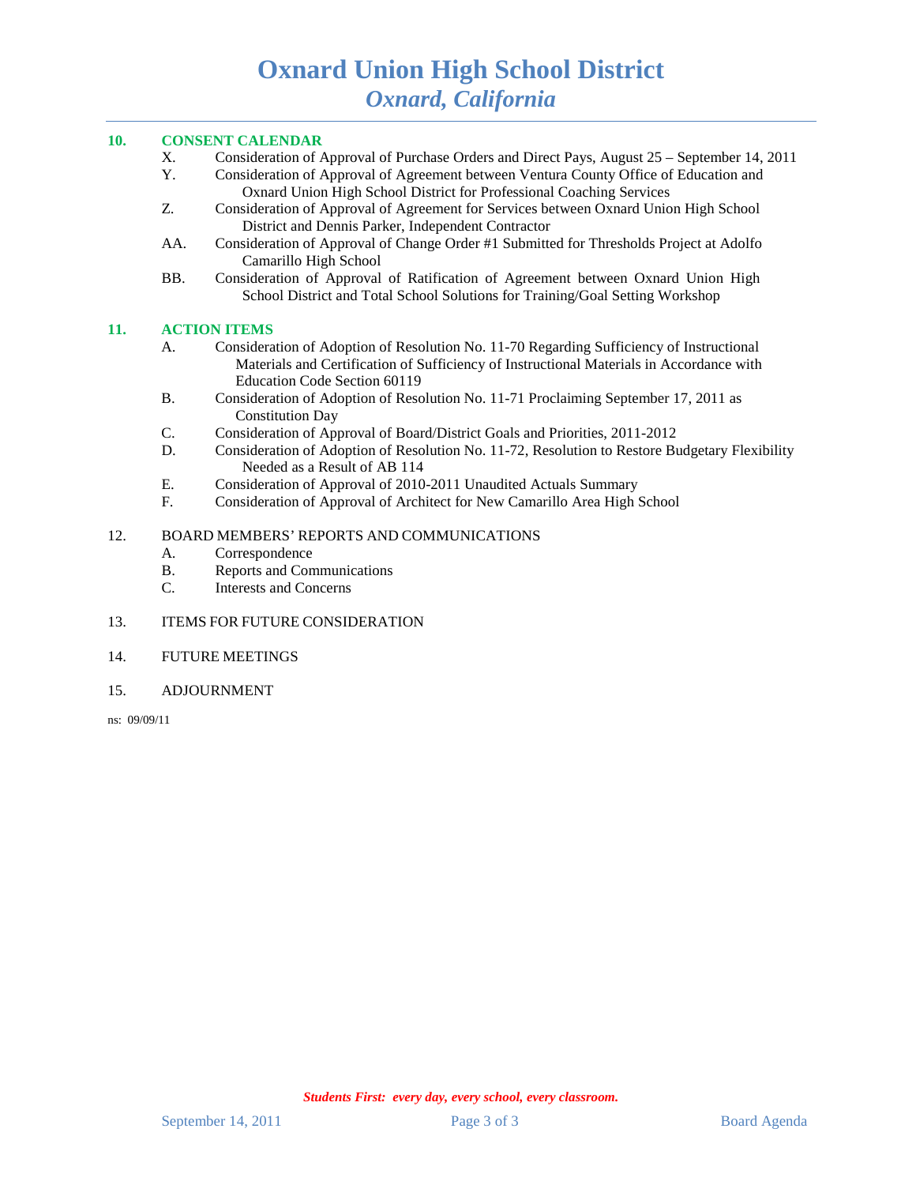## 10. CONSENT CALENDAR

X. Consideration of Approval of Purchase Orders and Direct Pays, August 25 – September 14, 2011

Y. Consideration of Approval of Agreement between Ventura County Office of Education and Oxnard Union High School District for Professional Coaching Services

Z. Consideration of Approval of Agreement for Services between Oxnard Union High School District and Dennis Parker, Independent Contractor

AA. Consideration of Approval of Change Order #1 Submitted for Thresholds Project at Adolfo Camarillo High School

BB. Consideration of Approval of Ratification of Agreement between Oxnard Union High School District and Total School Solutions for Training/Goal Setting Workshop

## 11. ACTION ITEMS

A. Consideration of Adoption of Resolution No. 11-70 Regarding Sufficiency of Instructional Materials and Certification of Sufficiency of Instructional Materials in Accordance with Education Code Section 60119

B. Consideration of Adoption of Resolution No. 11-71 Proclaiming September 17, 2011 as Constitution Day

C. Consideration of Approval of Board/District Goals and Priorities, 2011-2012

D. Consideration of Adoption of Resolution No. 11-72, Resolution to Restore Budgetary Flexibility Needed as a Result of AB 114

E. Consideration of Approval of 2010-2011 Unaudited Actuals Summary

F. Consideration of Approval of Architect for New Camarillo Area High School

## 12. BOARD MEMBERS' REPORTS AND COMMUNICATIONS

A. Correspondence

B. Reports and Communications

C. Interests and Concerns

## 13. ITEMS FOR FUTURE CONSIDERATION

## 14. FUTURE MEETINGS

## 15. ADJOURNMENT

ns: 09/09/11

***Students First: every day, every school, every classroom.***